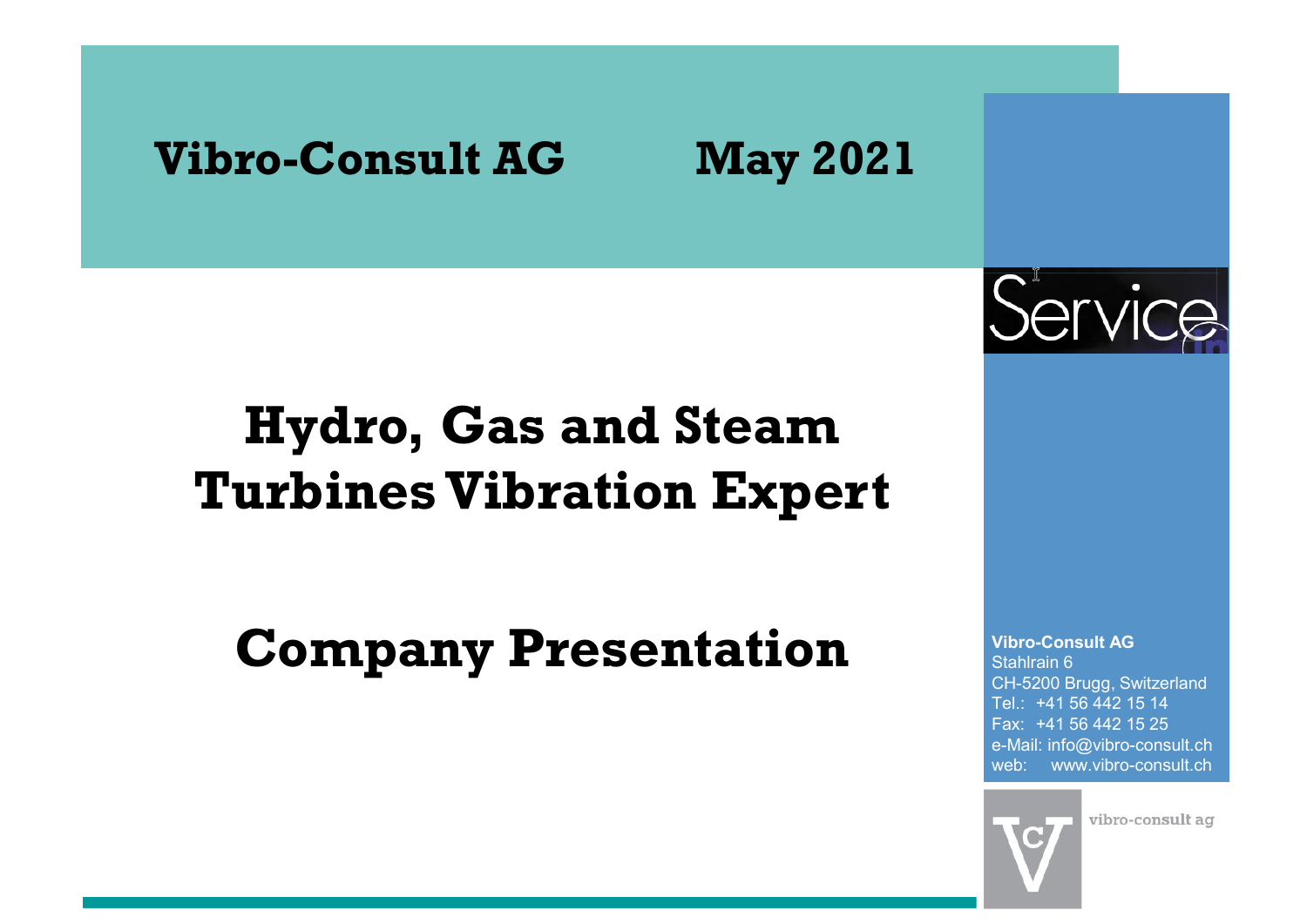**Vibro-Consult AG May 2021**

Service

# Hydro, Gas and Steam Turbines Vibration Expert

# Company Presentation

**Vibro-Consult AG**
Stahlrain 6
CH-5200 Brugg, Switzerland
Tel.: +41 56 442 15 14
Fax: +41 56 442 15 25
e-Mail: info@vibro-consult.ch
web: www.vibro-consult.ch

vibro-consult ag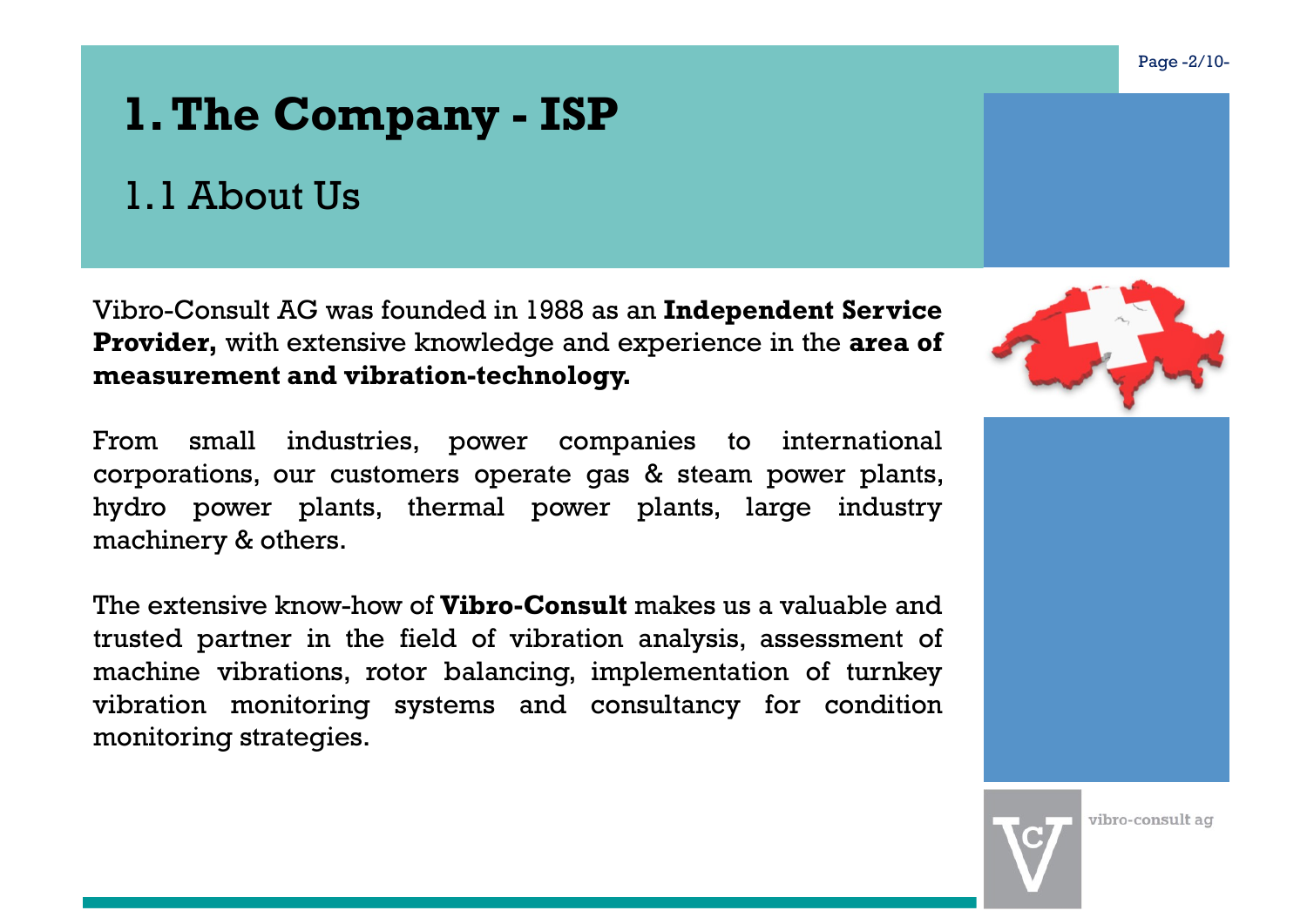# 1. The Company - ISP

## 1.1 About Us

Vibro-Consult AG was founded in 1988 as an **Independent Service Provider,** with extensive knowledge and experience in the **area of measurement and vibration-technology.**

From small industries, power companies to international corporations, our customers operate gas & steam power plants, hydro power plants, thermal power plants, large industry machinery & others.

The extensive know-how of **Vibro-Consult** makes us a valuable and trusted partner in the field of vibration analysis, assessment of machine vibrations, rotor balancing, implementation of turnkey vibration monitoring systems and consultancy for condition monitoring strategies.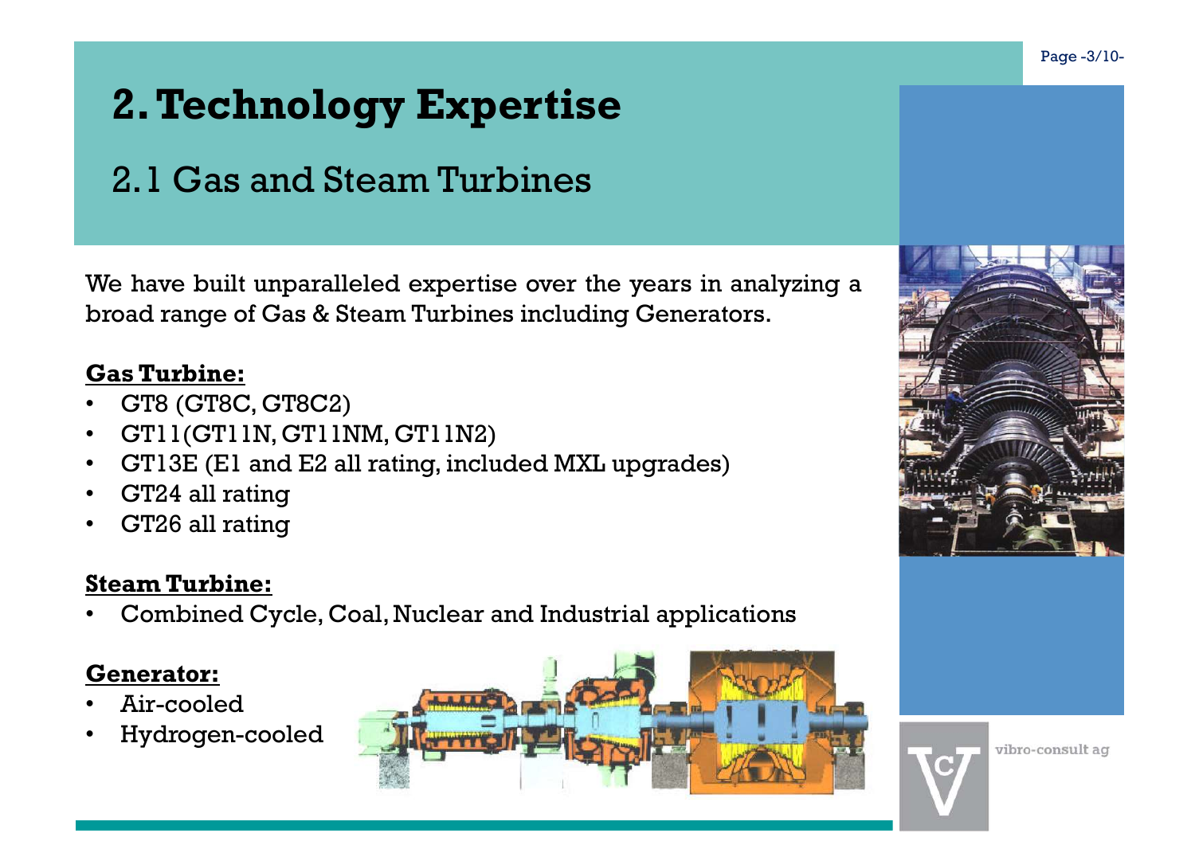# 2. Technology Expertise

## 2.1 Gas and Steam Turbines

We have built unparalleled expertise over the years in analyzing a broad range of Gas & Steam Turbines including Generators.

**Gas Turbine:**

- GT8 (GT8C, GT8C2)
- GT11(GT11N, GT11NM, GT11N2)
- GT13E (E1 and E2 all rating, included MXL upgrades)
- GT24 all rating
- GT26 all rating

**Steam Turbine:**

- Combined Cycle, Coal, Nuclear and Industrial applications

**Generator:**

- Air-cooled
- Hydrogen-cooled

vibro-consult ag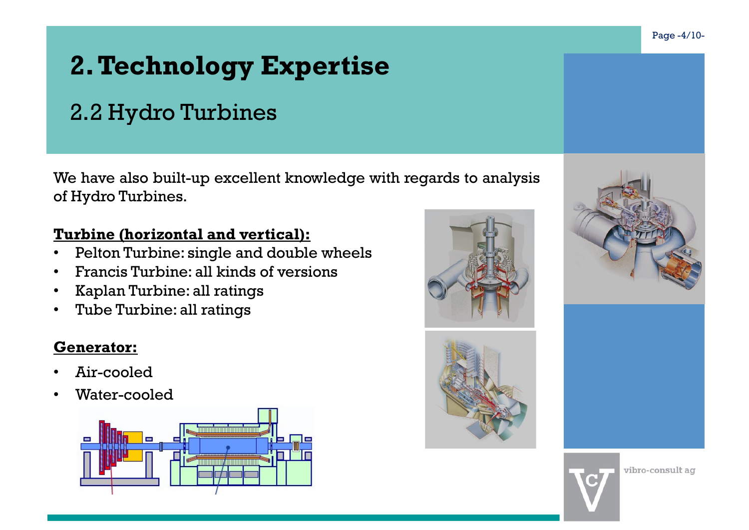# 2. Technology Expertise

## 2.2 Hydro Turbines

We have also built-up excellent knowledge with regards to analysis of Hydro Turbines.

**Turbine (horizontal and vertical):**

- Pelton Turbine: single and double wheels
- Francis Turbine: all kinds of versions
- Kaplan Turbine: all ratings
- Tube Turbine: all ratings

**Generator:**

- Air-cooled
- Water-cooled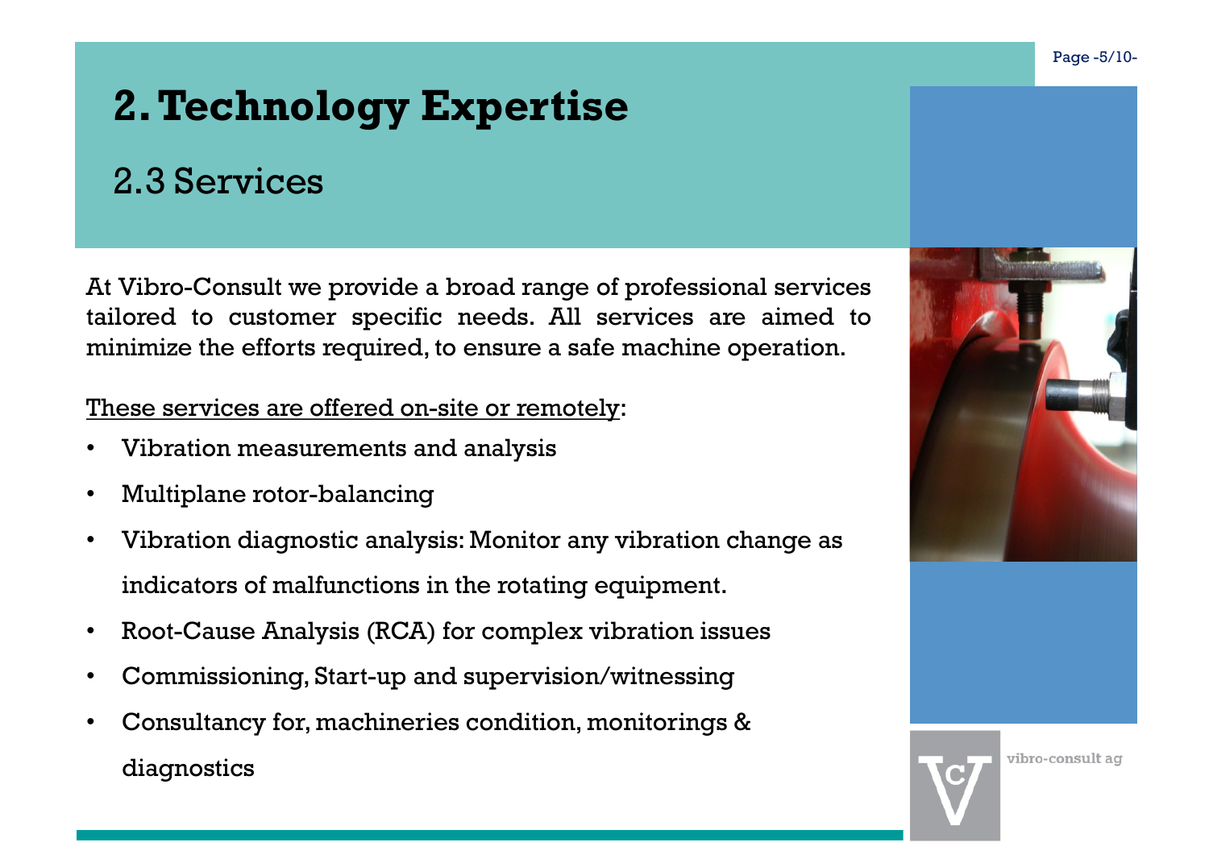# 2. Technology Expertise

## 2.3 Services

At Vibro-Consult we provide a broad range of professional services tailored to customer specific needs. All services are aimed to minimize the efforts required, to ensure a safe machine operation.

<u>These services are offered on-site or remotely</u>:

- Vibration measurements and analysis
- Multiplane rotor-balancing
- Vibration diagnostic analysis: Monitor any vibration change as indicators of malfunctions in the rotating equipment.
- Root-Cause Analysis (RCA) for complex vibration issues
- Commissioning, Start-up and supervision/witnessing
- Consultancy for, machineries condition, monitorings & diagnostics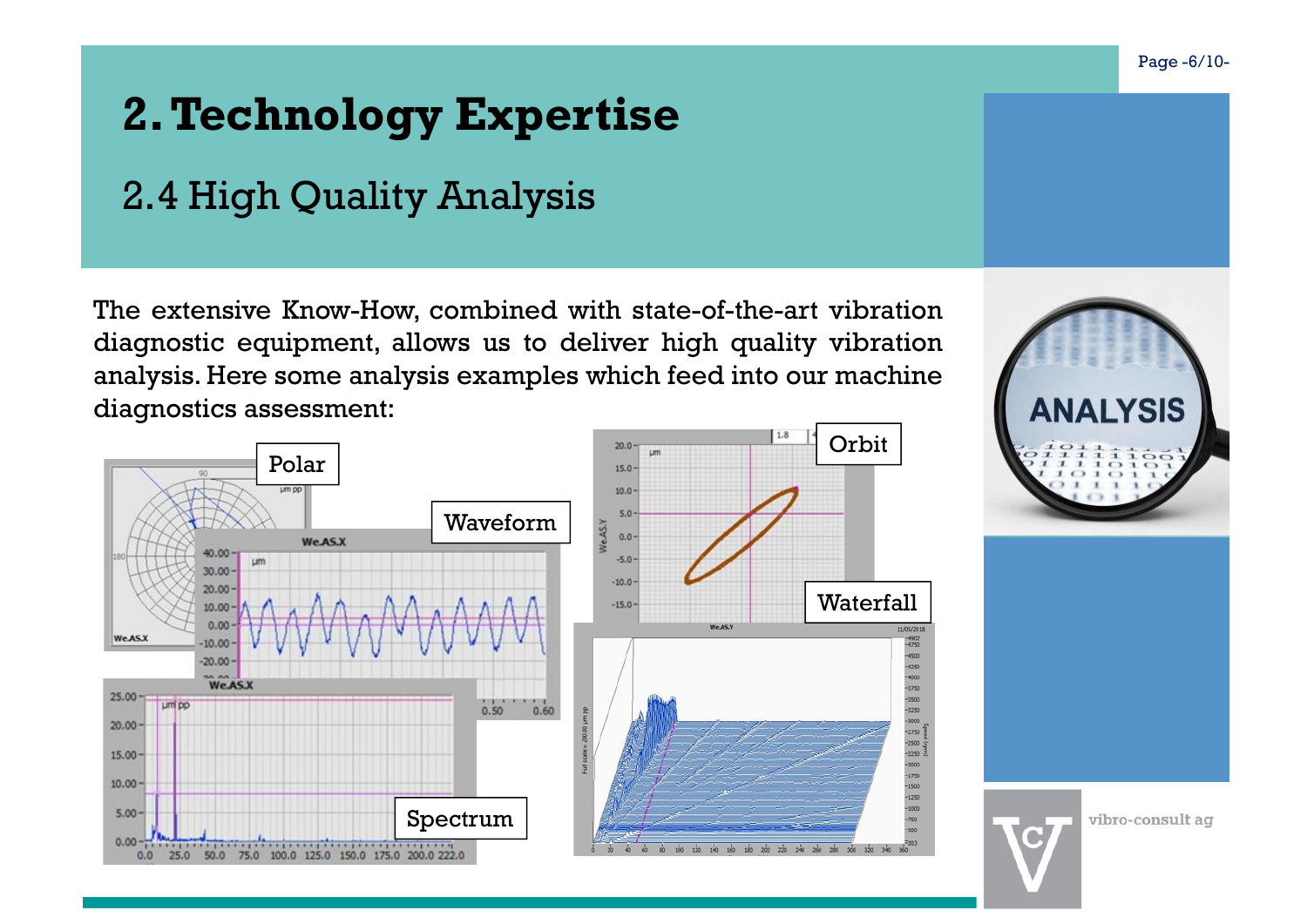# 2. Technology Expertise

## 2.4 High Quality Analysis

The extensive Know-How, combined with state-of-the-art vibration diagnostic equipment, allows us to deliver high quality vibration analysis. Here some analysis examples which feed into our machine diagnostics assessment:

Polar

Waveform

Orbit

Waterfall

Spectrum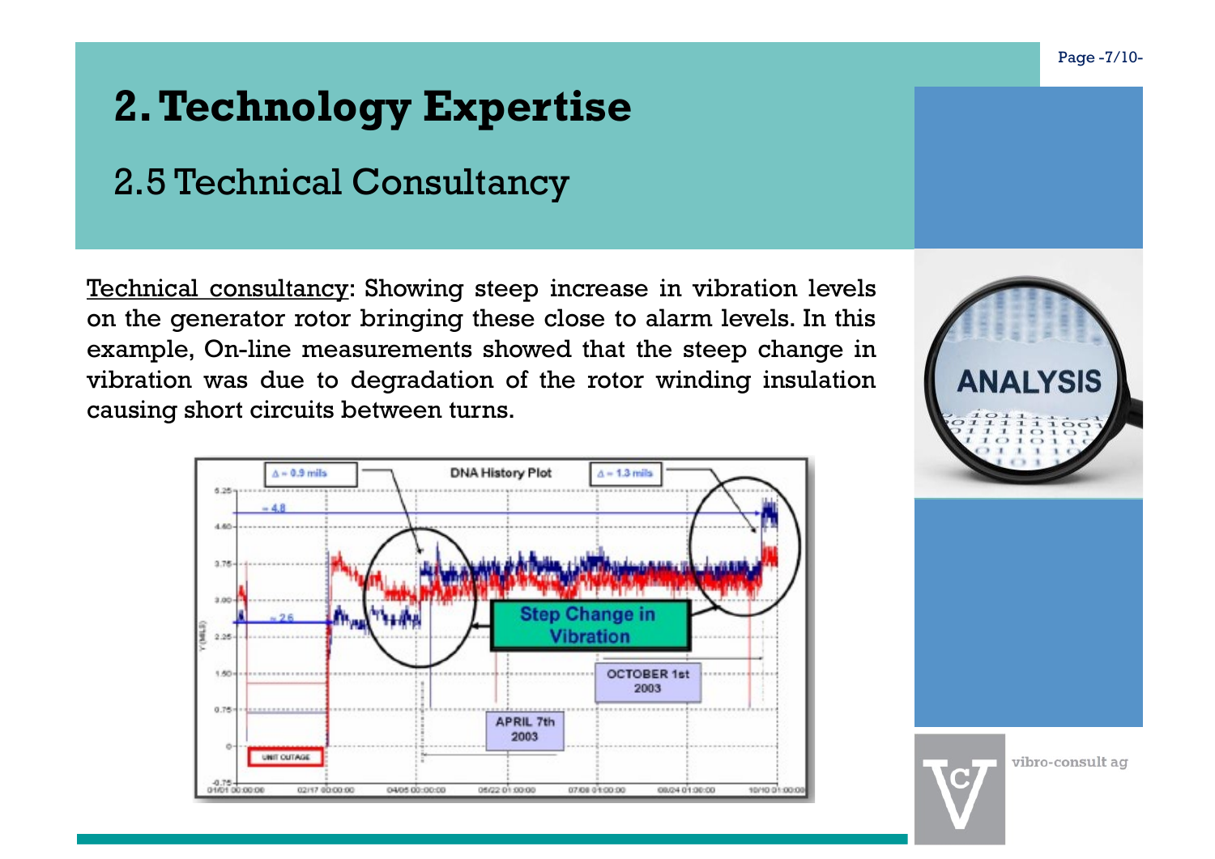# 2. Technology Expertise

## 2.5 Technical Consultancy

Technical consultancy: Showing steep increase in vibration levels on the generator rotor bringing these close to alarm levels. In this example, On-line measurements showed that the steep change in vibration was due to degradation of the rotor winding insulation causing short circuits between turns.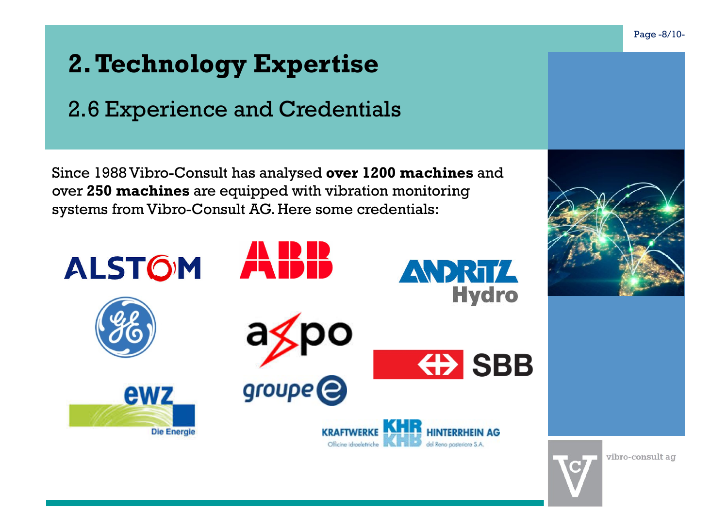# 2. Technology Expertise

## 2.6 Experience and Credentials

Since 1988 Vibro-Consult has analysed **over 1200 machines** and over **250 machines** are equipped with vibration monitoring systems from Vibro-Consult AG. Here some credentials: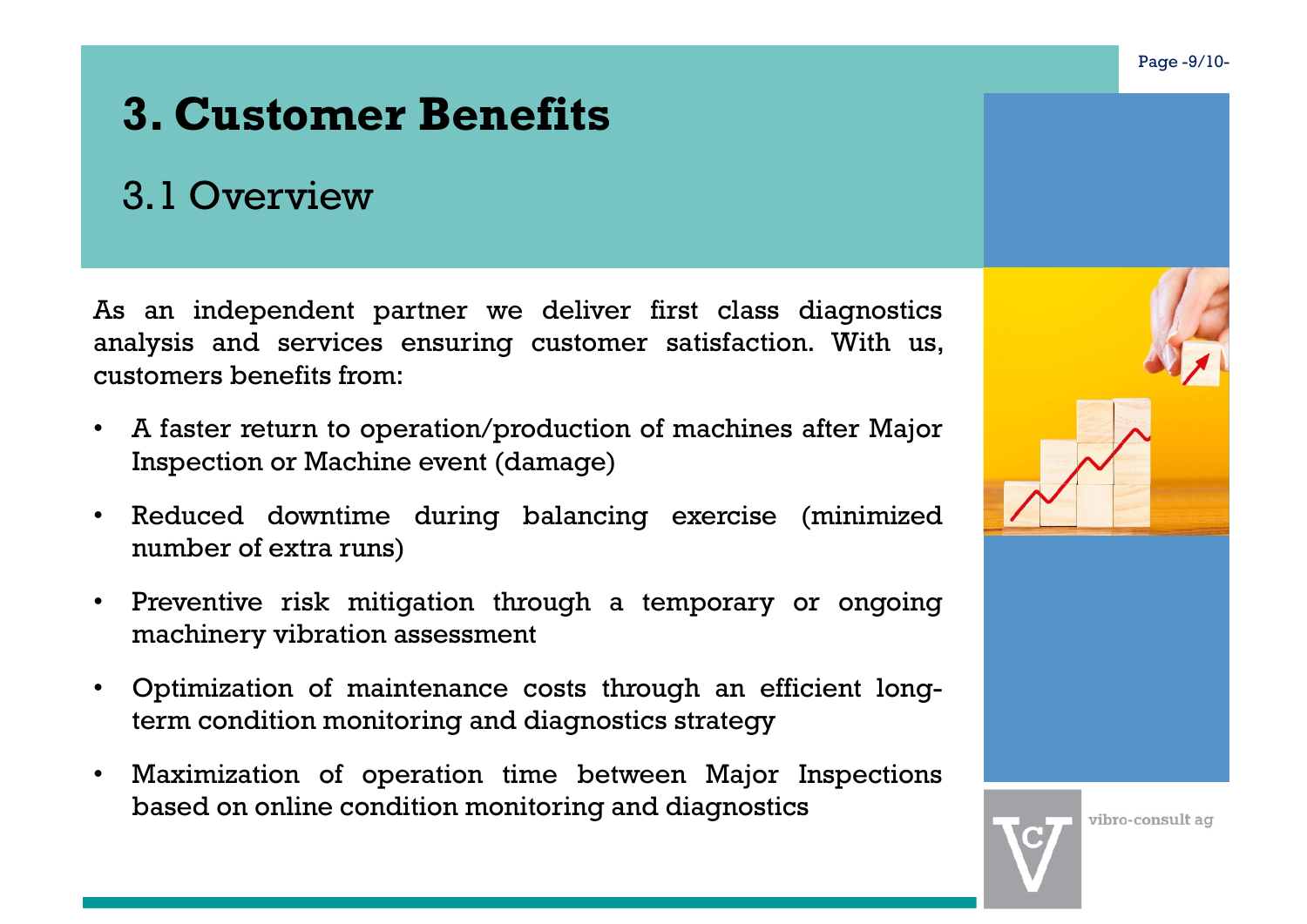# 3. Customer Benefits

## 3.1 Overview

As an independent partner we deliver first class diagnostics analysis and services ensuring customer satisfaction. With us, customers benefits from:

- A faster return to operation/production of machines after Major Inspection or Machine event (damage)
- Reduced downtime during balancing exercise (minimized number of extra runs)
- Preventive risk mitigation through a temporary or ongoing machinery vibration assessment
- Optimization of maintenance costs through an efficient long-term condition monitoring and diagnostics strategy
- Maximization of operation time between Major Inspections based on online condition monitoring and diagnostics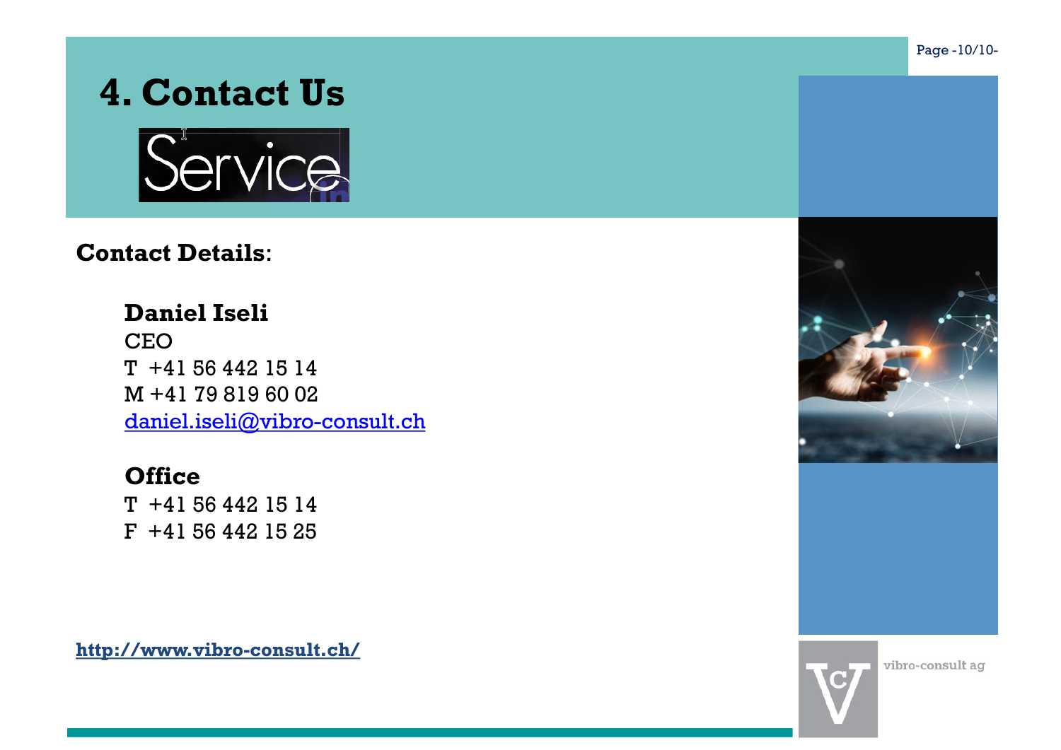# 4. Contact Us

Service

**Contact Details**:

**Daniel Iseli**
CEO
T +41 56 442 15 14
M +41 79 819 60 02
daniel.iseli@vibro-consult.ch

**Office**
T +41 56 442 15 14
F +41 56 442 15 25

**http://www.vibro-consult.ch/**

vibro-consult ag